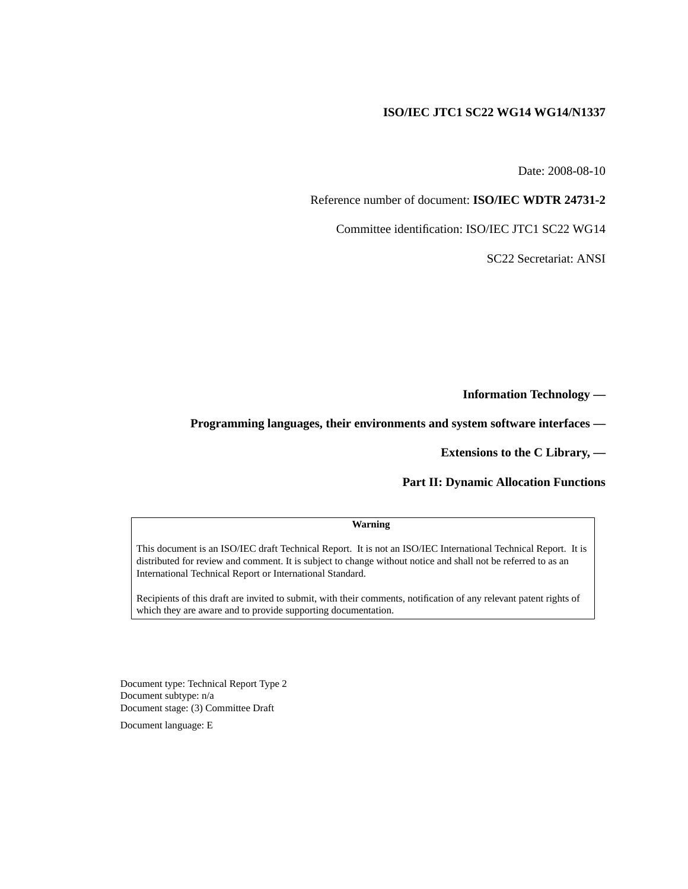**ISO/IEC JTC1 SC22 WG14 WG14/N1337**

Date: 2008-08-10

Reference number of document: **ISO/IEC WDTR 24731-2**

Committee identification: ISO/IEC JTC1 SC22 WG14

SC22 Secretariat: ANSI

# Information Technology —

# Programming languages, their environments and system software interfaces —

# Extensions to the C Library, —

# Part II: Dynamic Allocation Functions

**Warning**

This document is an ISO/IEC draft Technical Report. It is not an ISO/IEC International Technical Report. It is distributed for review and comment. It is subject to change without notice and shall not be referred to as an International Technical Report or International Standard.

Recipients of this draft are invited to submit, with their comments, notification of any relevant patent rights of which they are aware and to provide supporting documentation.

Document type: Technical Report Type 2
Document subtype: n/a
Document stage: (3) Committee Draft

Document language: E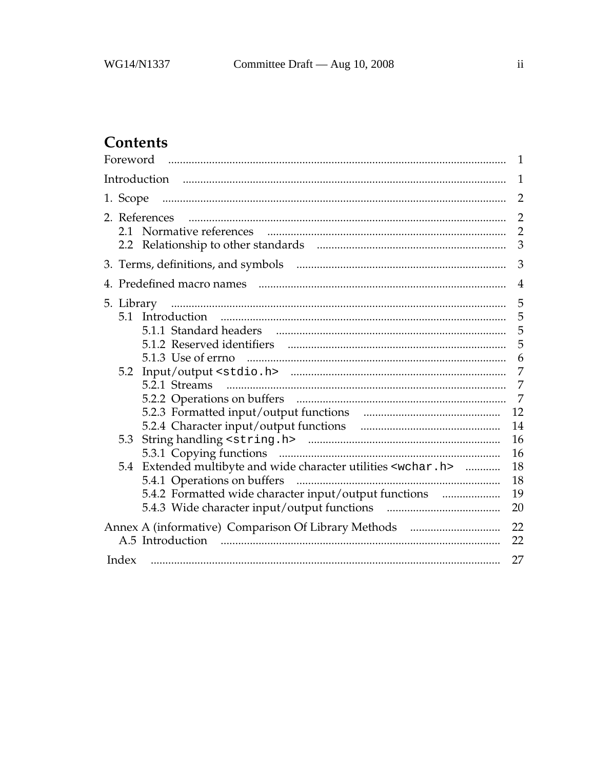## Contents

Foreword ........ 1

Introduction ........ 1

1. Scope ........ 2

2. References ........ 2
   - 2.1 Normative references ........ 2
   - 2.2 Relationship to other standards ........ 3

3. Terms, definitions, and symbols ........ 3

4. Predefined macro names ........ 4

5. Library ........ 5
   - 5.1 Introduction ........ 5
     - 5.1.1 Standard headers ........ 5
     - 5.1.2 Reserved identifiers ........ 5
     - 5.1.3 Use of errno ........ 6
   - 5.2 Input/output `<stdio.h>` ........ 7
     - 5.2.1 Streams ........ 7
     - 5.2.2 Operations on buffers ........ 7
     - 5.2.3 Formatted input/output functions ........ 12
     - 5.2.4 Character input/output functions ........ 14
   - 5.3 String handling `<string.h>` ........ 16
     - 5.3.1 Copying functions ........ 16
   - 5.4 Extended multibyte and wide character utilities `<wchar.h>` ........ 18
     - 5.4.1 Operations on buffers ........ 18
     - 5.4.2 Formatted wide character input/output functions ........ 19
     - 5.4.3 Wide character input/output functions ........ 20

Annex A (informative) Comparison Of Library Methods ........ 22
   - A.5 Introduction ........ 22

Index ........ 27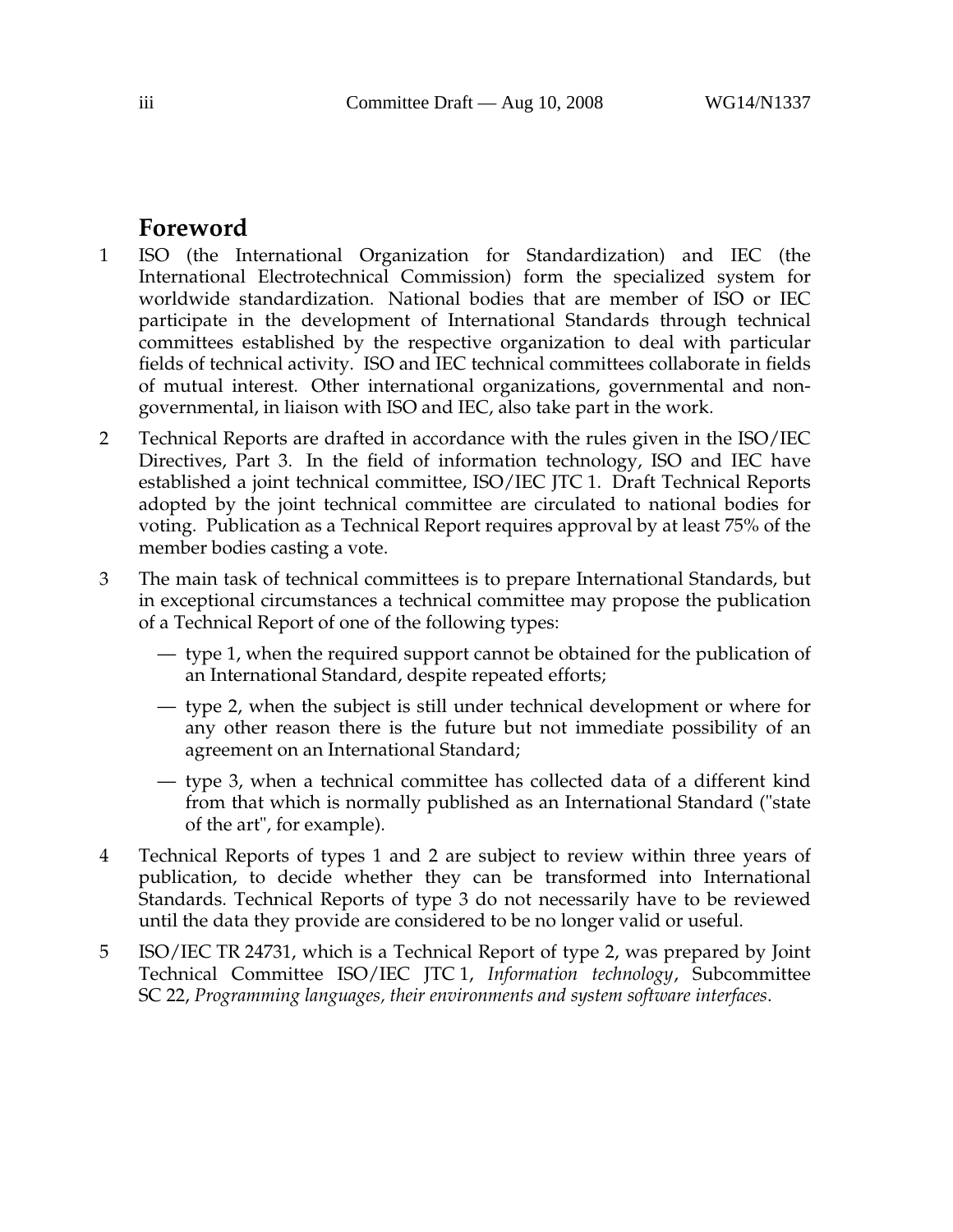# Foreword

1 ISO (the International Organization for Standardization) and IEC (the International Electrotechnical Commission) form the specialized system for worldwide standardization. National bodies that are member of ISO or IEC participate in the development of International Standards through technical committees established by the respective organization to deal with particular fields of technical activity. ISO and IEC technical committees collaborate in fields of mutual interest. Other international organizations, governmental and non-governmental, in liaison with ISO and IEC, also take part in the work.

2 Technical Reports are drafted in accordance with the rules given in the ISO/IEC Directives, Part 3. In the field of information technology, ISO and IEC have established a joint technical committee, ISO/IEC JTC 1. Draft Technical Reports adopted by the joint technical committee are circulated to national bodies for voting. Publication as a Technical Report requires approval by at least 75% of the member bodies casting a vote.

3 The main task of technical committees is to prepare International Standards, but in exceptional circumstances a technical committee may propose the publication of a Technical Report of one of the following types:

— type 1, when the required support cannot be obtained for the publication of an International Standard, despite repeated efforts;

— type 2, when the subject is still under technical development or where for any other reason there is the future but not immediate possibility of an agreement on an International Standard;

— type 3, when a technical committee has collected data of a different kind from that which is normally published as an International Standard ("state of the art", for example).

4 Technical Reports of types 1 and 2 are subject to review within three years of publication, to decide whether they can be transformed into International Standards. Technical Reports of type 3 do not necessarily have to be reviewed until the data they provide are considered to be no longer valid or useful.

5 ISO/IEC TR 24731, which is a Technical Report of type 2, was prepared by Joint Technical Committee ISO/IEC JTC 1, *Information technology*, Subcommittee SC 22, *Programming languages, their environments and system software interfaces*.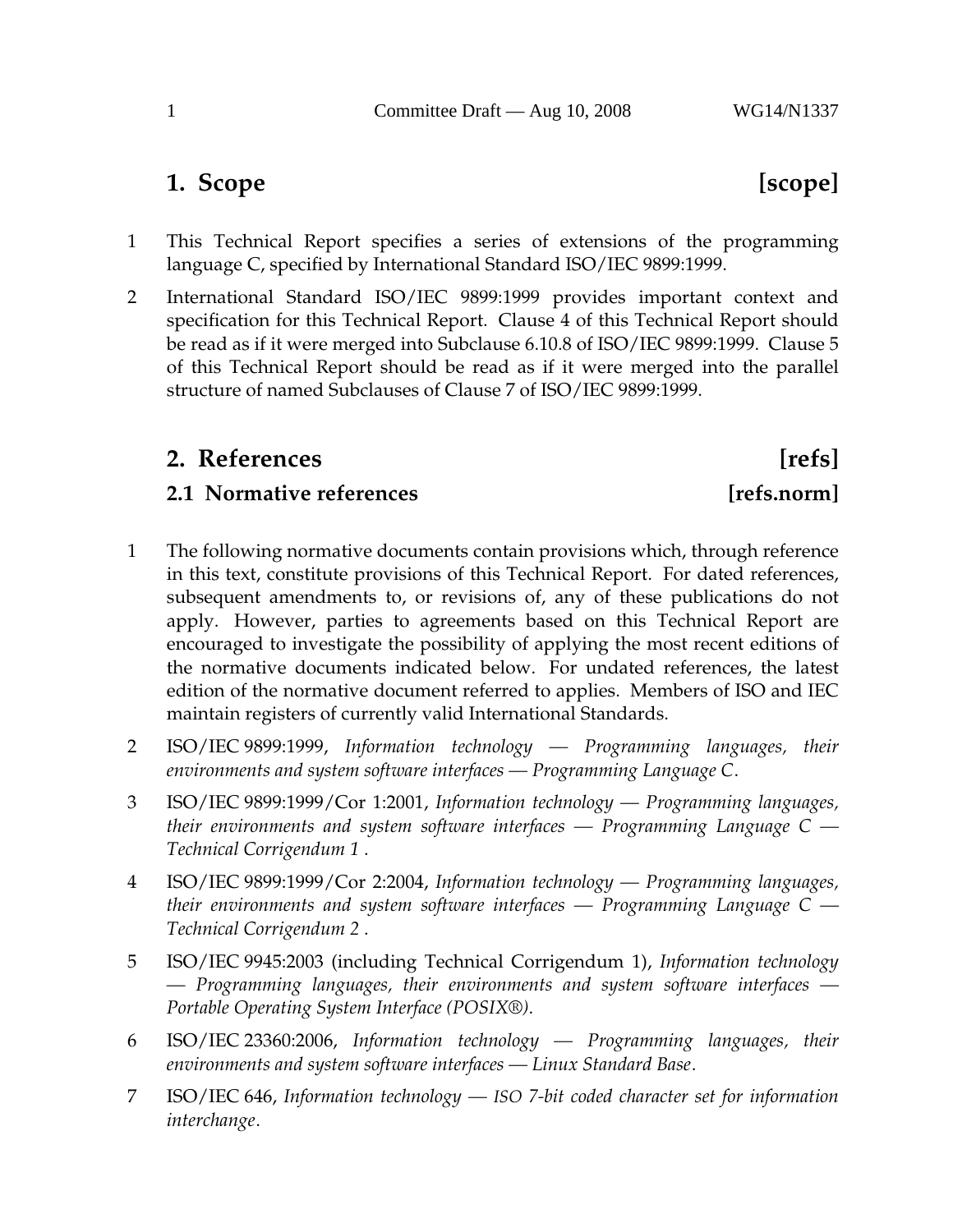# 1. Scope [scope]

1 This Technical Report specifies a series of extensions of the programming language C, specified by International Standard ISO/IEC 9899:1999.

2 International Standard ISO/IEC 9899:1999 provides important context and specification for this Technical Report. Clause 4 of this Technical Report should be read as if it were merged into Subclause 6.10.8 of ISO/IEC 9899:1999. Clause 5 of this Technical Report should be read as if it were merged into the parallel structure of named Subclauses of Clause 7 of ISO/IEC 9899:1999.

# 2. References [refs]

## 2.1 Normative references [refs.norm]

1 The following normative documents contain provisions which, through reference in this text, constitute provisions of this Technical Report. For dated references, subsequent amendments to, or revisions of, any of these publications do not apply. However, parties to agreements based on this Technical Report are encouraged to investigate the possibility of applying the most recent editions of the normative documents indicated below. For undated references, the latest edition of the normative document referred to applies. Members of ISO and IEC maintain registers of currently valid International Standards.

2 ISO/IEC 9899:1999, *Information technology — Programming languages, their environments and system software interfaces — Programming Language C*.

3 ISO/IEC 9899:1999/Cor 1:2001, *Information technology — Programming languages, their environments and system software interfaces — Programming Language C — Technical Corrigendum 1* .

4 ISO/IEC 9899:1999/Cor 2:2004, *Information technology — Programming languages, their environments and system software interfaces — Programming Language C — Technical Corrigendum 2* .

5 ISO/IEC 9945:2003 (including Technical Corrigendum 1), *Information technology — Programming languages, their environments and system software interfaces — Portable Operating System Interface (POSIX®)*.

6 ISO/IEC 23360:2006, *Information technology — Programming languages, their environments and system software interfaces — Linux Standard Base*.

7 ISO/IEC 646, *Information technology — ISO 7-bit coded character set for information interchange*.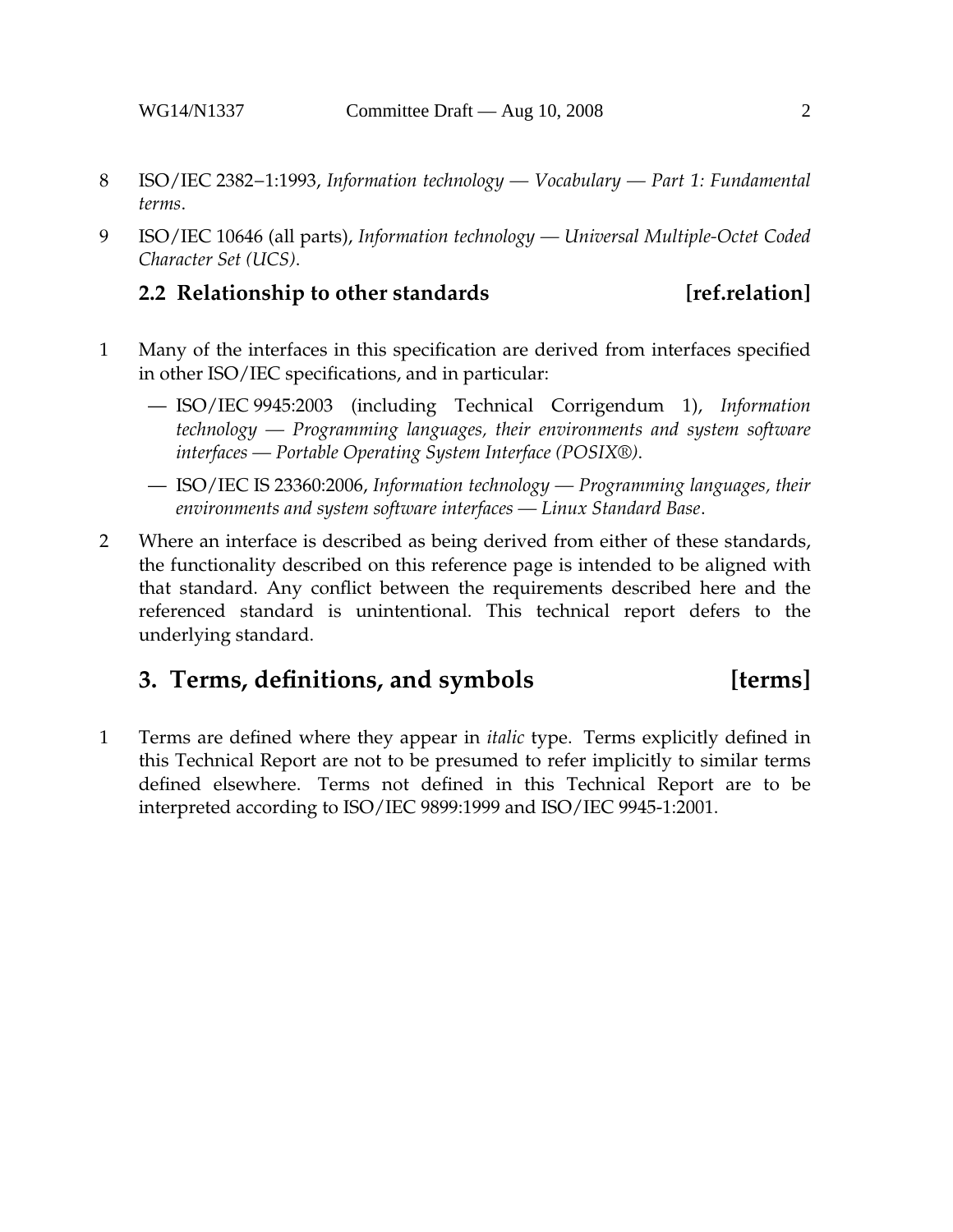8 ISO/IEC 2382−1:1993, *Information technology — Vocabulary — Part 1: Fundamental terms*.

9 ISO/IEC 10646 (all parts), *Information technology — Universal Multiple-Octet Coded Character Set (UCS)*.

## 2.2 Relationship to other standards [ref.relation]

1 Many of the interfaces in this specification are derived from interfaces specified in other ISO/IEC specifications, and in particular:

— ISO/IEC 9945:2003 (including Technical Corrigendum 1), *Information technology — Programming languages, their environments and system software interfaces — Portable Operating System Interface (POSIX®)*.

— ISO/IEC IS 23360:2006, *Information technology — Programming languages, their environments and system software interfaces — Linux Standard Base*.

2 Where an interface is described as being derived from either of these standards, the functionality described on this reference page is intended to be aligned with that standard. Any conflict between the requirements described here and the referenced standard is unintentional. This technical report defers to the underlying standard.

# 3. Terms, definitions, and symbols [terms]

1 Terms are defined where they appear in *italic* type. Terms explicitly defined in this Technical Report are not to be presumed to refer implicitly to similar terms defined elsewhere. Terms not defined in this Technical Report are to be interpreted according to ISO/IEC 9899:1999 and ISO/IEC 9945-1:2001.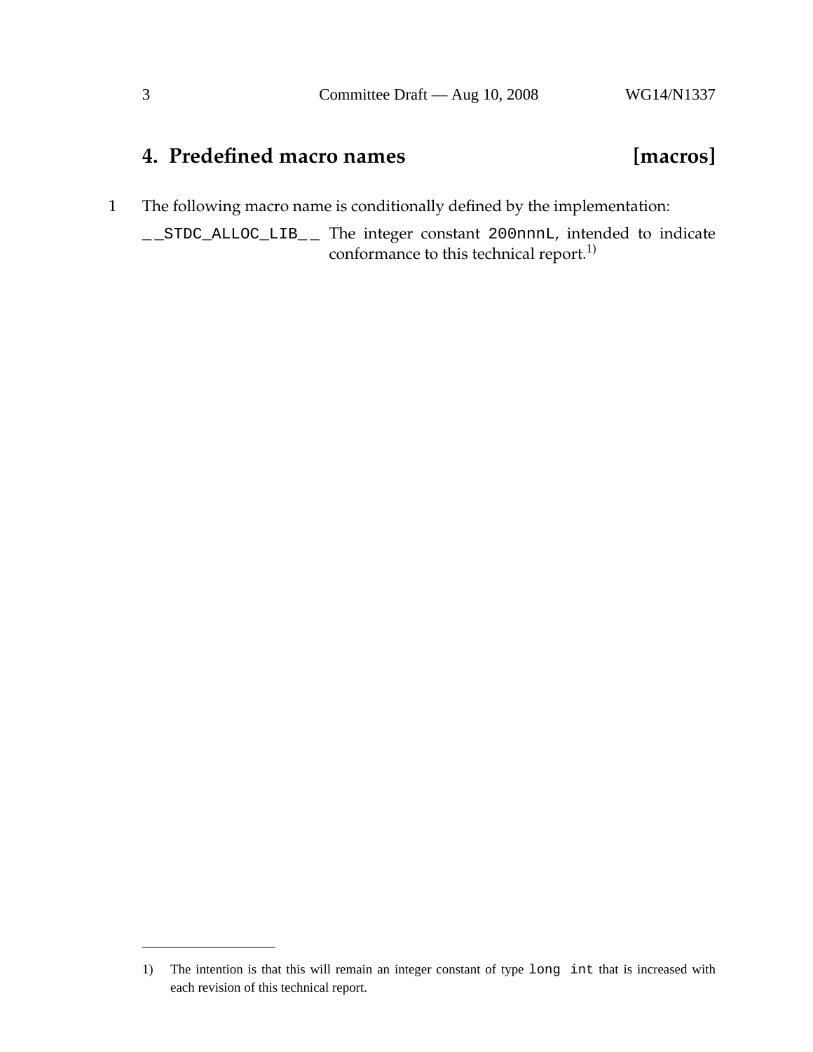# 4. Predefined macro names [macros]

1 The following macro name is conditionally defined by the implementation:

`__STDC_ALLOC_LIB__` The integer constant `200nnnL`, intended to indicate conformance to this technical report.[1)]

---

1) The intention is that this will remain an integer constant of type `long int` that is increased with each revision of this technical report.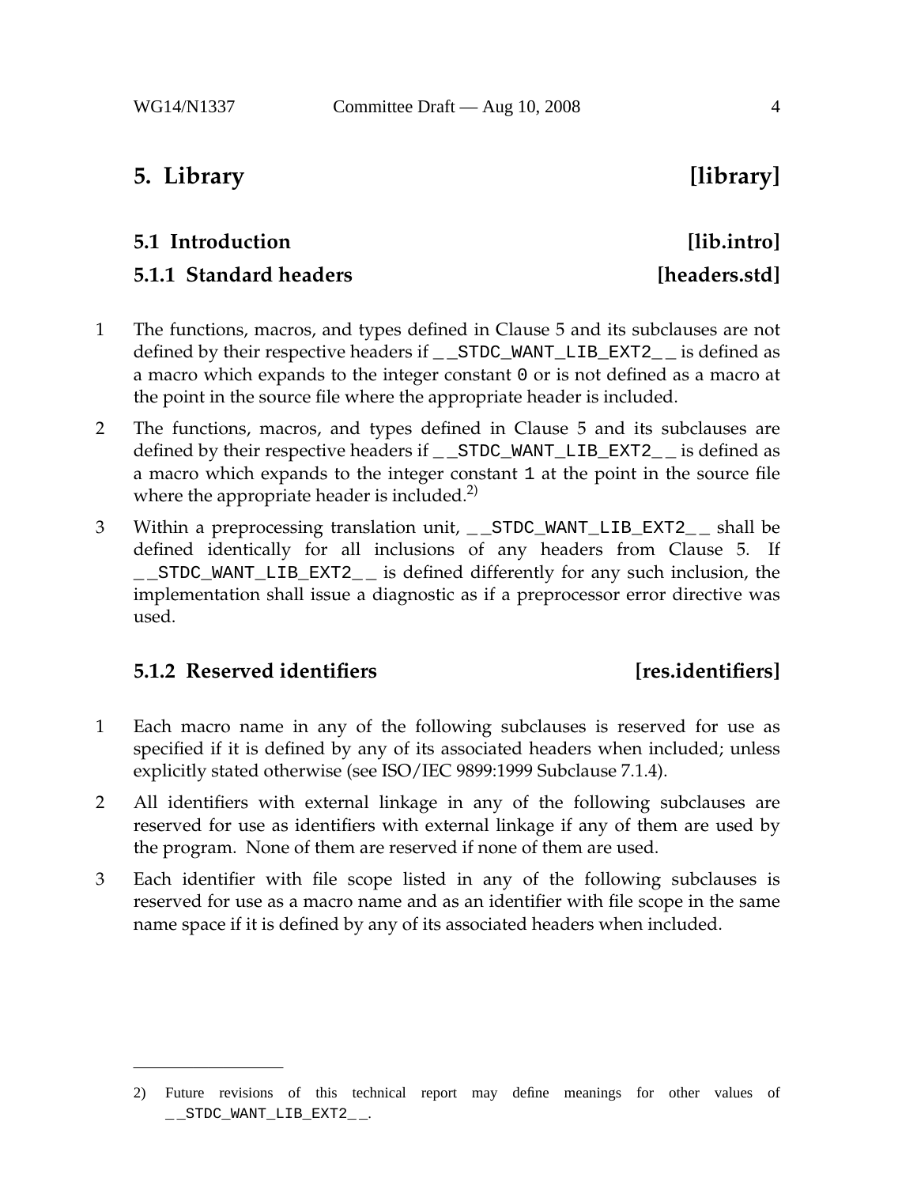# 5. Library [library]

## 5.1 Introduction [lib.intro]

### 5.1.1 Standard headers [headers.std]

1 The functions, macros, and types defined in Clause 5 and its subclauses are not defined by their respective headers if `__STDC_WANT_LIB_EXT2__` is defined as a macro which expands to the integer constant `0` or is not defined as a macro at the point in the source file where the appropriate header is included.

2 The functions, macros, and types defined in Clause 5 and its subclauses are defined by their respective headers if `__STDC_WANT_LIB_EXT2__` is defined as a macro which expands to the integer constant `1` at the point in the source file where the appropriate header is included.[2)]

3 Within a preprocessing translation unit, `__STDC_WANT_LIB_EXT2__` shall be defined identically for all inclusions of any headers from Clause 5. If `__STDC_WANT_LIB_EXT2__` is defined differently for any such inclusion, the implementation shall issue a diagnostic as if a preprocessor error directive was used.

### 5.1.2 Reserved identifiers [res.identifiers]

1 Each macro name in any of the following subclauses is reserved for use as specified if it is defined by any of its associated headers when included; unless explicitly stated otherwise (see ISO/IEC 9899:1999 Subclause 7.1.4).

2 All identifiers with external linkage in any of the following subclauses are reserved for use as identifiers with external linkage if any of them are used by the program. None of them are reserved if none of them are used.

3 Each identifier with file scope listed in any of the following subclauses is reserved for use as a macro name and as an identifier with file scope in the same name space if it is defined by any of its associated headers when included.

---

2) Future revisions of this technical report may define meanings for other values of `__STDC_WANT_LIB_EXT2__`.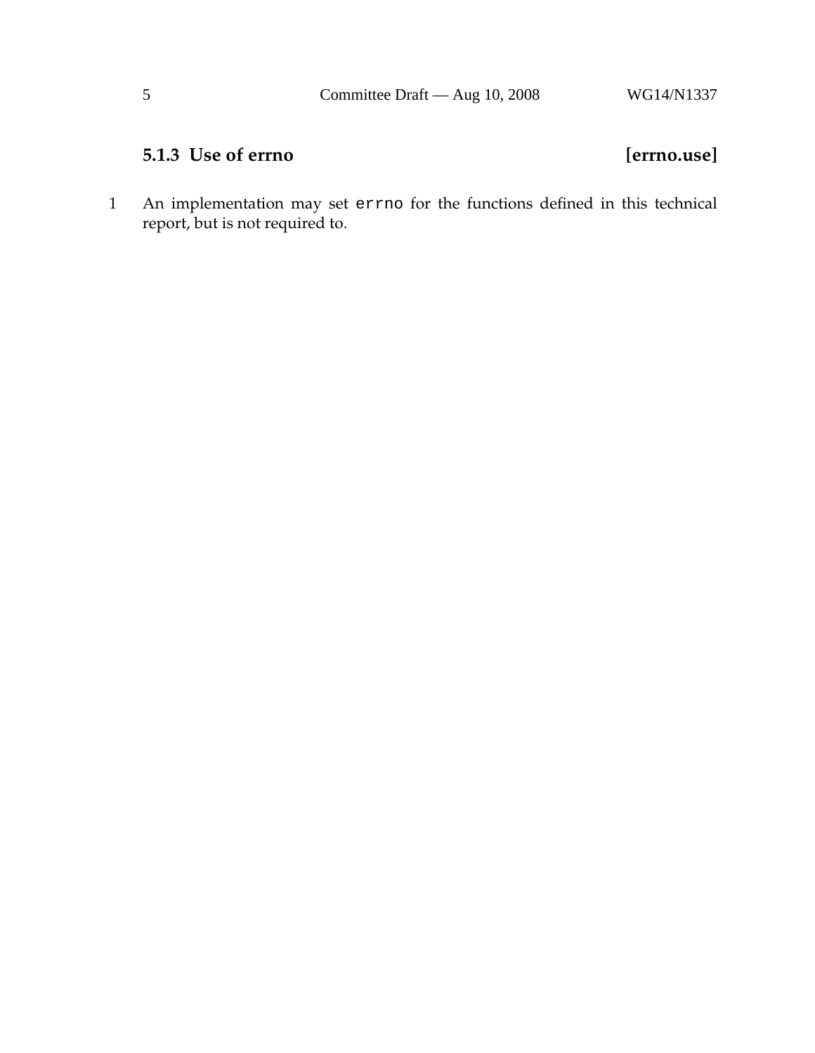### 5.1.3 Use of errno [errno.use]

1 An implementation may set `errno` for the functions defined in this technical report, but is not required to.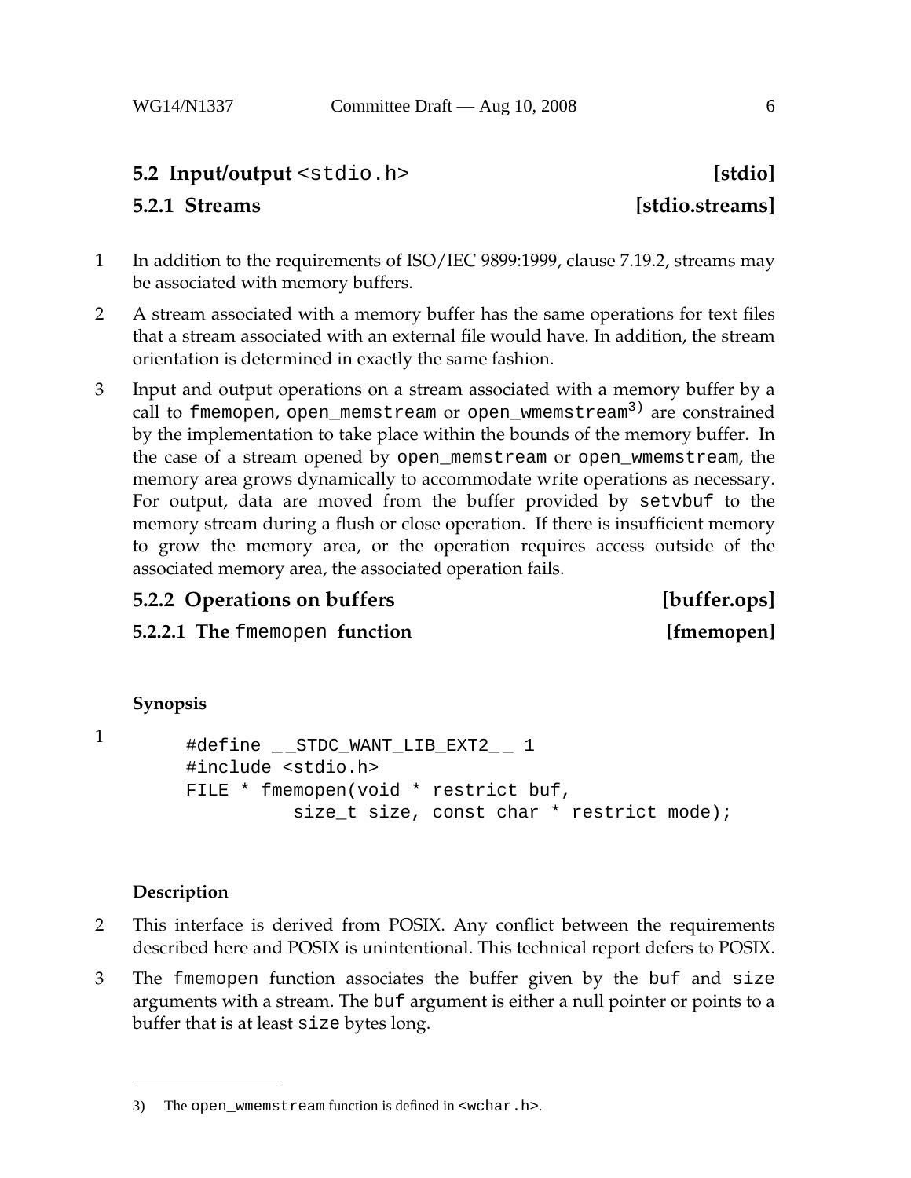## 5.2 Input/output `<stdio.h>` [stdio]

### 5.2.1 Streams [stdio.streams]

1 In addition to the requirements of ISO/IEC 9899:1999, clause 7.19.2, streams may be associated with memory buffers.

2 A stream associated with a memory buffer has the same operations for text files that a stream associated with an external file would have. In addition, the stream orientation is determined in exactly the same fashion.

3 Input and output operations on a stream associated with a memory buffer by a call to `fmemopen`, `open_memstream` or `open_wmemstream`[3)] are constrained by the implementation to take place within the bounds of the memory buffer. In the case of a stream opened by `open_memstream` or `open_wmemstream`, the memory area grows dynamically to accommodate write operations as necessary. For output, data are moved from the buffer provided by `setvbuf` to the memory stream during a flush or close operation. If there is insufficient memory to grow the memory area, or the operation requires access outside of the associated memory area, the associated operation fails.

### 5.2.2 Operations on buffers [buffer.ops]

#### 5.2.2.1 The `fmemopen` function [fmemopen]

**Synopsis**

1
```
#define __STDC_WANT_LIB_EXT2__ 1
#include <stdio.h>
FILE * fmemopen(void * restrict buf,
         size_t size, const char * restrict mode);
```

**Description**

2 This interface is derived from POSIX. Any conflict between the requirements described here and POSIX is unintentional. This technical report defers to POSIX.

3 The `fmemopen` function associates the buffer given by the `buf` and `size` arguments with a stream. The `buf` argument is either a null pointer or points to a buffer that is at least `size` bytes long.

---

3) The `open_wmemstream` function is defined in `<wchar.h>`.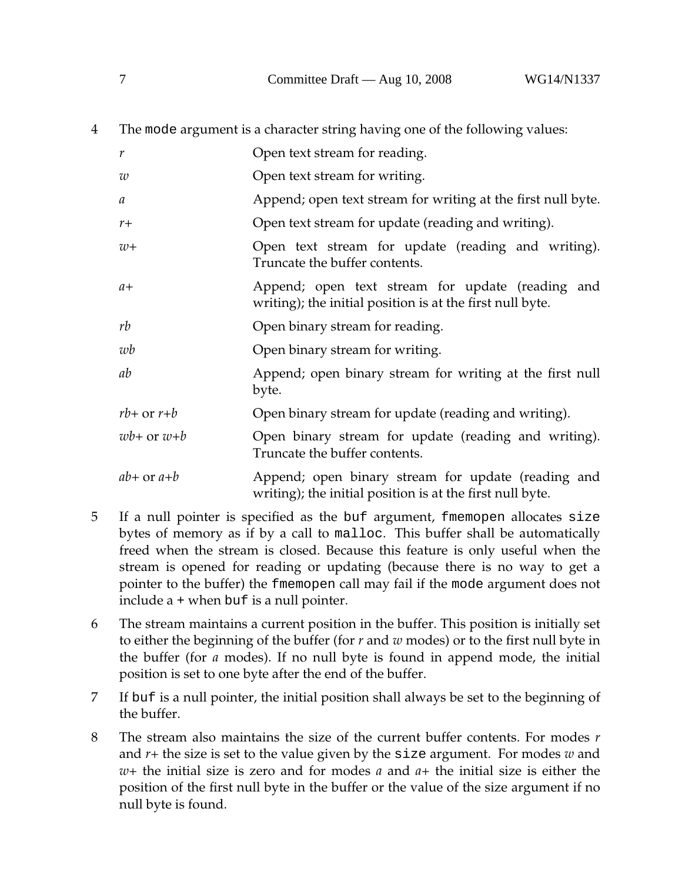4 The `mode` argument is a character string having one of the following values:

| | |
|---|---|
| *r* | Open text stream for reading. |
| *w* | Open text stream for writing. |
| *a* | Append; open text stream for writing at the first null byte. |
| *r+* | Open text stream for update (reading and writing). |
| *w+* | Open text stream for update (reading and writing). Truncate the buffer contents. |
| *a+* | Append; open text stream for update (reading and writing); the initial position is at the first null byte. |
| *rb* | Open binary stream for reading. |
| *wb* | Open binary stream for writing. |
| *ab* | Append; open binary stream for writing at the first null byte. |
| *rb+* or *r+b* | Open binary stream for update (reading and writing). |
| *wb+* or *w+b* | Open binary stream for update (reading and writing). Truncate the buffer contents. |
| *ab+* or *a+b* | Append; open binary stream for update (reading and writing); the initial position is at the first null byte. |

5 If a null pointer is specified as the `buf` argument, `fmemopen` allocates `size` bytes of memory as if by a call to `malloc`. This buffer shall be automatically freed when the stream is closed. Because this feature is only useful when the stream is opened for reading or updating (because there is no way to get a pointer to the buffer) the `fmemopen` call may fail if the `mode` argument does not include a `+` when `buf` is a null pointer.

6 The stream maintains a current position in the buffer. This position is initially set to either the beginning of the buffer (for *r* and *w* modes) or to the first null byte in the buffer (for *a* modes). If no null byte is found in append mode, the initial position is set to one byte after the end of the buffer.

7 If `buf` is a null pointer, the initial position shall always be set to the beginning of the buffer.

8 The stream also maintains the size of the current buffer contents. For modes *r* and *r+* the size is set to the value given by the `size` argument. For modes *w* and *w+* the initial size is zero and for modes *a* and *a+* the initial size is either the position of the first null byte in the buffer or the value of the size argument if no null byte is found.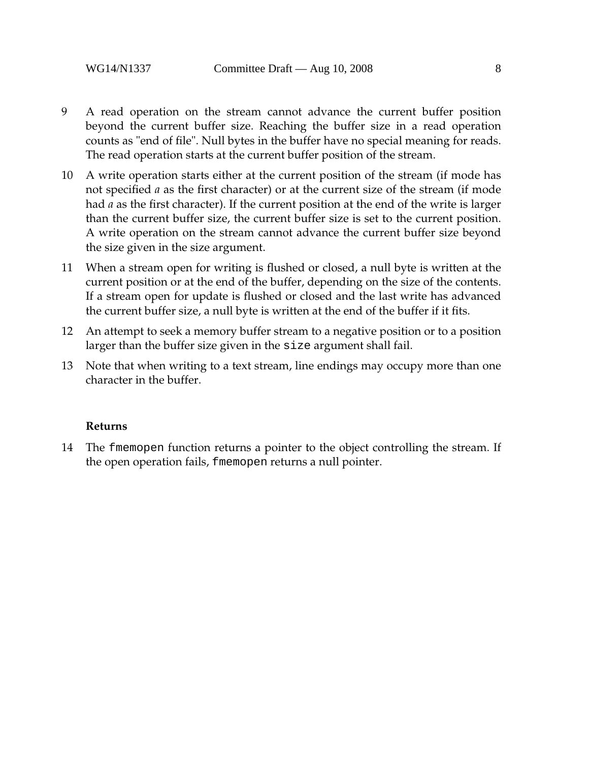9 A read operation on the stream cannot advance the current buffer position beyond the current buffer size. Reaching the buffer size in a read operation counts as "end of file". Null bytes in the buffer have no special meaning for reads. The read operation starts at the current buffer position of the stream.

10 A write operation starts either at the current position of the stream (if mode has not specified *a* as the first character) or at the current size of the stream (if mode had *a* as the first character). If the current position at the end of the write is larger than the current buffer size, the current buffer size is set to the current position. A write operation on the stream cannot advance the current buffer size beyond the size given in the size argument.

11 When a stream open for writing is flushed or closed, a null byte is written at the current position or at the end of the buffer, depending on the size of the contents. If a stream open for update is flushed or closed and the last write has advanced the current buffer size, a null byte is written at the end of the buffer if it fits.

12 An attempt to seek a memory buffer stream to a negative position or to a position larger than the buffer size given in the `size` argument shall fail.

13 Note that when writing to a text stream, line endings may occupy more than one character in the buffer.

**Returns**

14 The `fmemopen` function returns a pointer to the object controlling the stream. If the open operation fails, `fmemopen` returns a null pointer.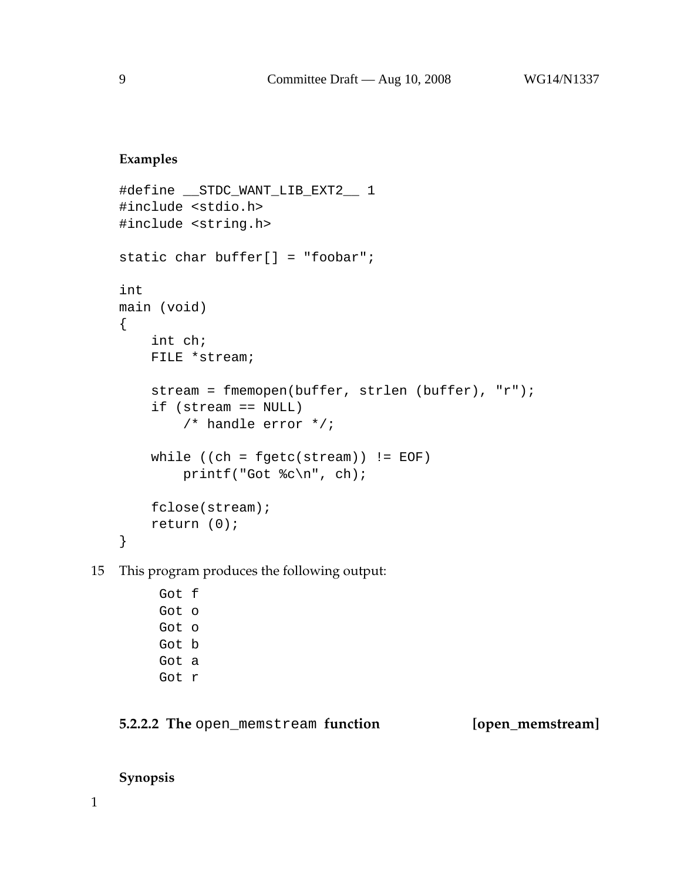**Examples**

```
#define __STDC_WANT_LIB_EXT2__ 1
#include <stdio.h>
#include <string.h>

static char buffer[] = "foobar";

int
main (void)
{
    int ch;
    FILE *stream;

    stream = fmemopen(buffer, strlen (buffer), "r");
    if (stream == NULL)
        /* handle error */;

    while ((ch = fgetc(stream)) != EOF)
        printf("Got %c\n", ch);

    fclose(stream);
    return (0);
}
```

15 This program produces the following output:

```
Got f
Got o
Got o
Got b
Got a
Got r
```

#### 5.2.2.2 The `open_memstream` function [open_memstream]

**Synopsis**

1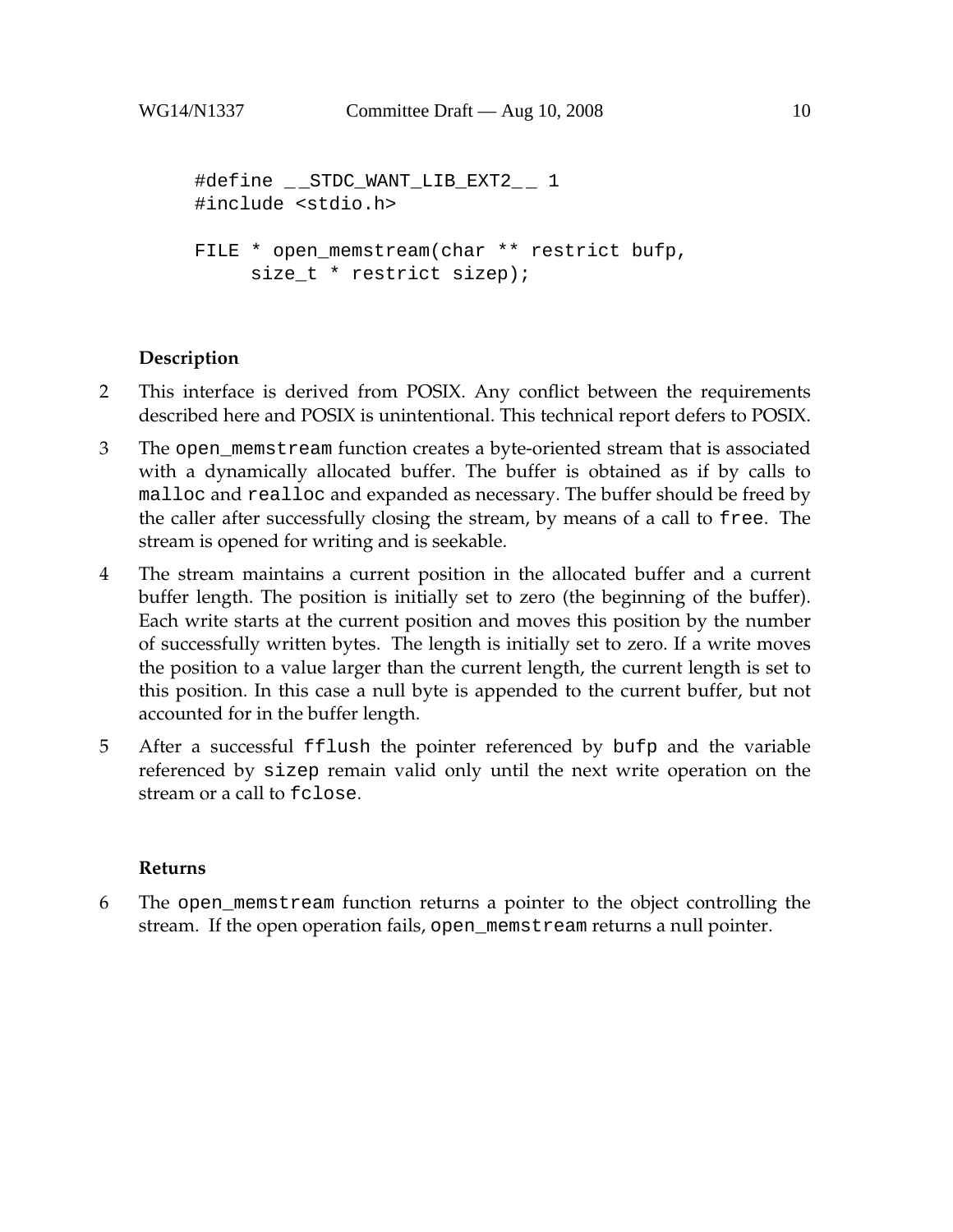```
#define __STDC_WANT_LIB_EXT2__ 1
#include <stdio.h>

FILE * open_memstream(char ** restrict bufp,
     size_t * restrict sizep);
```

**Description**

2 This interface is derived from POSIX. Any conflict between the requirements described here and POSIX is unintentional. This technical report defers to POSIX.

3 The `open_memstream` function creates a byte-oriented stream that is associated with a dynamically allocated buffer. The buffer is obtained as if by calls to `malloc` and `realloc` and expanded as necessary. The buffer should be freed by the caller after successfully closing the stream, by means of a call to `free`. The stream is opened for writing and is seekable.

4 The stream maintains a current position in the allocated buffer and a current buffer length. The position is initially set to zero (the beginning of the buffer). Each write starts at the current position and moves this position by the number of successfully written bytes. The length is initially set to zero. If a write moves the position to a value larger than the current length, the current length is set to this position. In this case a null byte is appended to the current buffer, but not accounted for in the buffer length.

5 After a successful `fflush` the pointer referenced by `bufp` and the variable referenced by `sizep` remain valid only until the next write operation on the stream or a call to `fclose`.

**Returns**

6 The `open_memstream` function returns a pointer to the object controlling the stream. If the open operation fails, `open_memstream` returns a null pointer.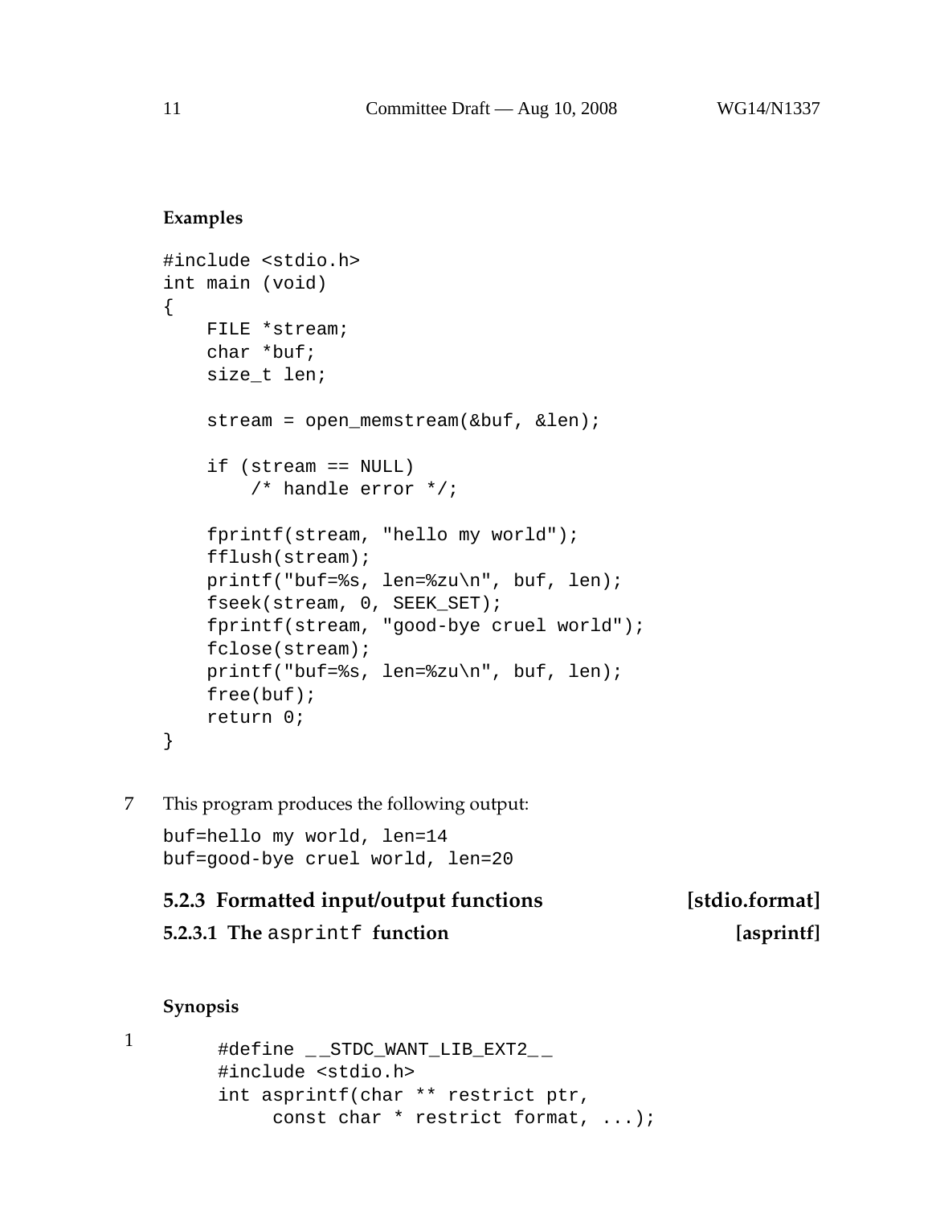**Examples**

```
#include <stdio.h>
int main (void)
{
    FILE *stream;
    char *buf;
    size_t len;

    stream = open_memstream(&buf, &len);

    if (stream == NULL)
        /* handle error */;

    fprintf(stream, "hello my world");
    fflush(stream);
    printf("buf=%s, len=%zu\n", buf, len);
    fseek(stream, 0, SEEK_SET);
    fprintf(stream, "good-bye cruel world");
    fclose(stream);
    printf("buf=%s, len=%zu\n", buf, len);
    free(buf);
    return 0;
}
```

7 This program produces the following output:

```
buf=hello my world, len=14
buf=good-bye cruel world, len=20
```

### 5.2.3 Formatted input/output functions [stdio.format]

#### 5.2.3.1 The `asprintf` function [asprintf]

**Synopsis**

1

```
#define __STDC_WANT_LIB_EXT2__
#include <stdio.h>
int asprintf(char ** restrict ptr,
     const char * restrict format, ...);
```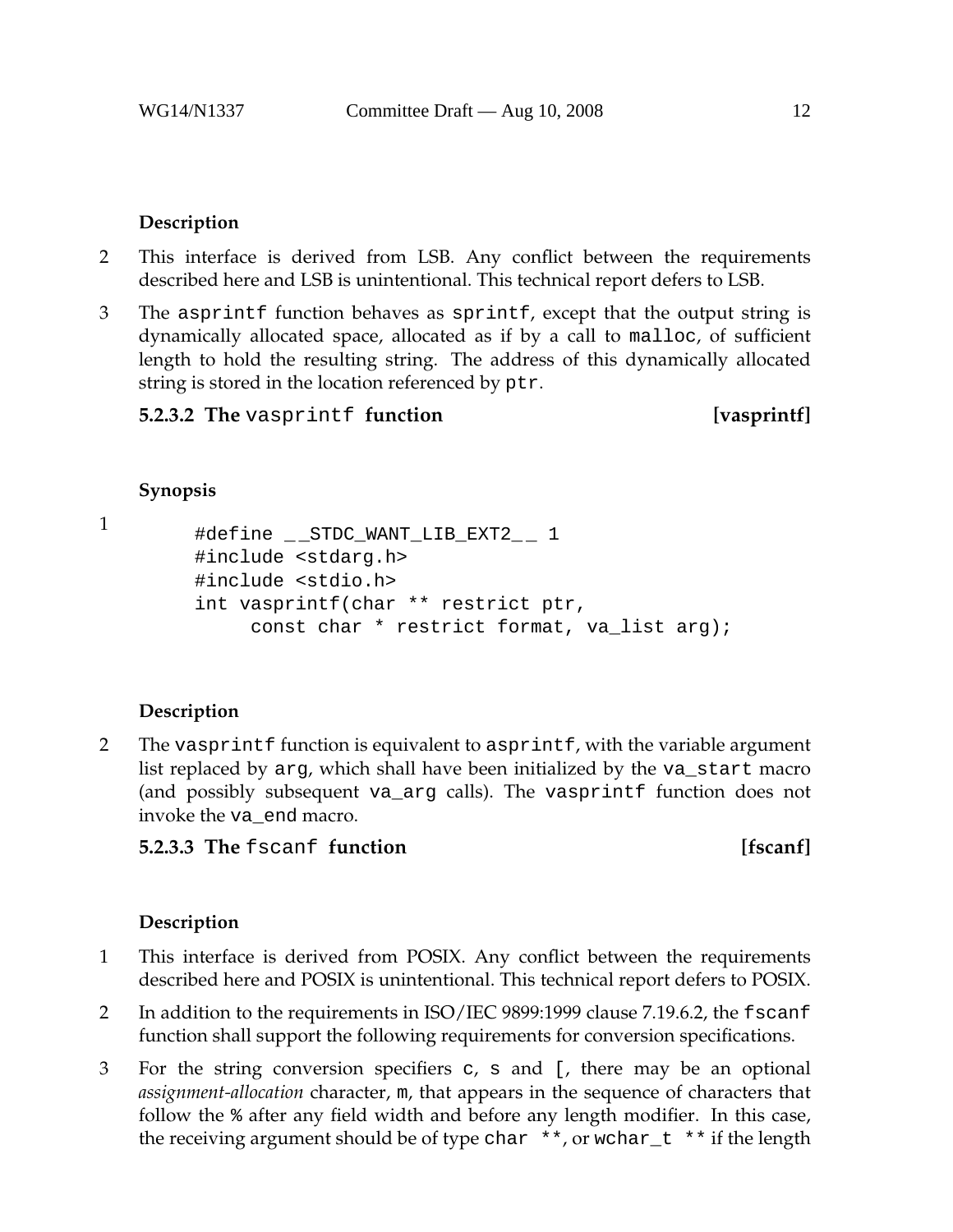**Description**

2 This interface is derived from LSB. Any conflict between the requirements described here and LSB is unintentional. This technical report defers to LSB.

3 The `asprintf` function behaves as `sprintf`, except that the output string is dynamically allocated space, allocated as if by a call to `malloc`, of sufficient length to hold the resulting string. The address of this dynamically allocated string is stored in the location referenced by `ptr`.

#### 5.2.3.2 The `vasprintf` function [vasprintf]

**Synopsis**

1

```
#define __STDC_WANT_LIB_EXT2__ 1
#include <stdarg.h>
#include <stdio.h>
int vasprintf(char ** restrict ptr,
     const char * restrict format, va_list arg);
```

**Description**

2 The `vasprintf` function is equivalent to `asprintf`, with the variable argument list replaced by `arg`, which shall have been initialized by the `va_start` macro (and possibly subsequent `va_arg` calls). The `vasprintf` function does not invoke the `va_end` macro.

#### 5.2.3.3 The `fscanf` function [fscanf]

**Description**

1 This interface is derived from POSIX. Any conflict between the requirements described here and POSIX is unintentional. This technical report defers to POSIX.

2 In addition to the requirements in ISO/IEC 9899:1999 clause 7.19.6.2, the `fscanf` function shall support the following requirements for conversion specifications.

3 For the string conversion specifiers `c`, `s` and `[`, there may be an optional *assignment-allocation* character, `m`, that appears in the sequence of characters that follow the `%` after any field width and before any length modifier. In this case, the receiving argument should be of type `char **`, or `wchar_t **` if the length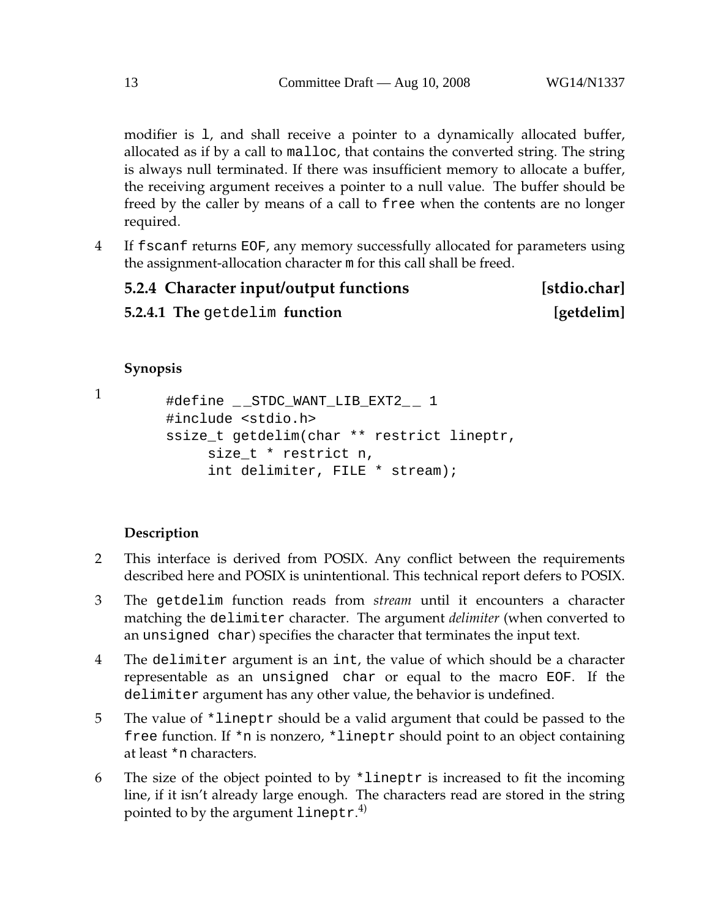modifier is `l`, and shall receive a pointer to a dynamically allocated buffer, allocated as if by a call to `malloc`, that contains the converted string. The string is always null terminated. If there was insufficient memory to allocate a buffer, the receiving argument receives a pointer to a null value. The buffer should be freed by the caller by means of a call to `free` when the contents are no longer required.

4 If `fscanf` returns `EOF`, any memory successfully allocated for parameters using the assignment-allocation character `m` for this call shall be freed.

### 5.2.4 Character input/output functions [stdio.char]

#### 5.2.4.1 The `getdelim` function [getdelim]

**Synopsis**

1

```
#define __STDC_WANT_LIB_EXT2__ 1
#include <stdio.h>
ssize_t getdelim(char ** restrict lineptr,
     size_t * restrict n,
     int delimiter, FILE * stream);
```

**Description**

2 This interface is derived from POSIX. Any conflict between the requirements described here and POSIX is unintentional. This technical report defers to POSIX.

3 The `getdelim` function reads from *stream* until it encounters a character matching the `delimiter` character. The argument *delimiter* (when converted to an `unsigned char`) specifies the character that terminates the input text.

4 The `delimiter` argument is an `int`, the value of which should be a character representable as an `unsigned char` or equal to the macro `EOF`. If the `delimiter` argument has any other value, the behavior is undefined.

5 The value of `*lineptr` should be a valid argument that could be passed to the `free` function. If `*n` is nonzero, `*lineptr` should point to an object containing at least `*n` characters.

6 The size of the object pointed to by `*lineptr` is increased to fit the incoming line, if it isn't already large enough. The characters read are stored in the string pointed to by the argument `lineptr`.[4)]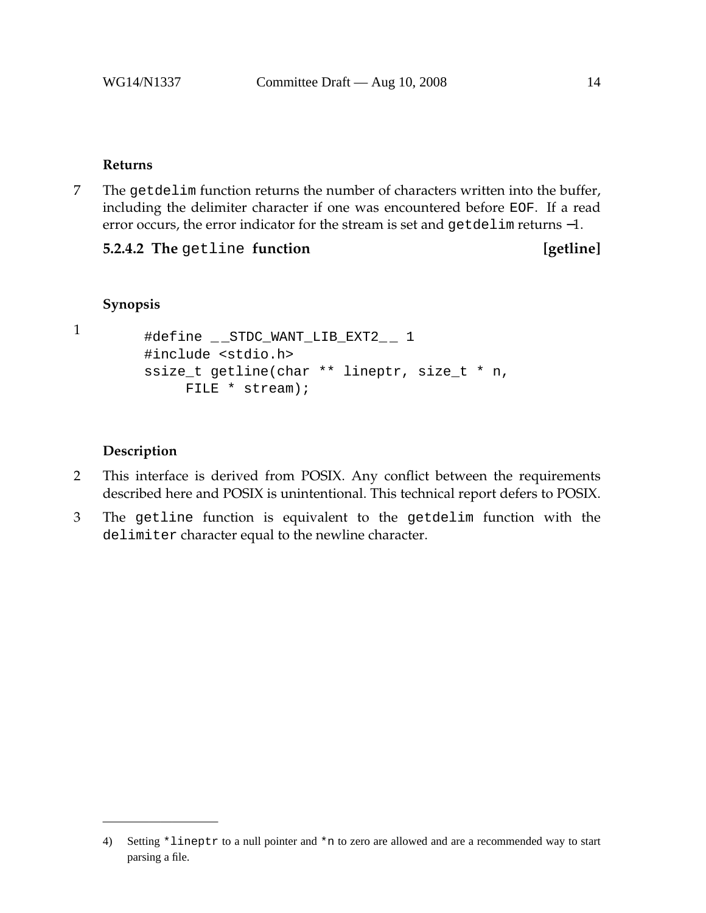**Returns**

7 The `getdelim` function returns the number of characters written into the buffer, including the delimiter character if one was encountered before `EOF`. If a read error occurs, the error indicator for the stream is set and `getdelim` returns −1.

### 5.2.4.2 The `getline` function [getline]

**Synopsis**

1

```
#define __STDC_WANT_LIB_EXT2__ 1
#include <stdio.h>
ssize_t getline(char ** lineptr, size_t * n,
     FILE * stream);
```

**Description**

2 This interface is derived from POSIX. Any conflict between the requirements described here and POSIX is unintentional. This technical report defers to POSIX.

3 The `getline` function is equivalent to the `getdelim` function with the `delimiter` character equal to the newline character.

---

4) Setting `*lineptr` to a null pointer and `*n` to zero are allowed and are a recommended way to start parsing a file.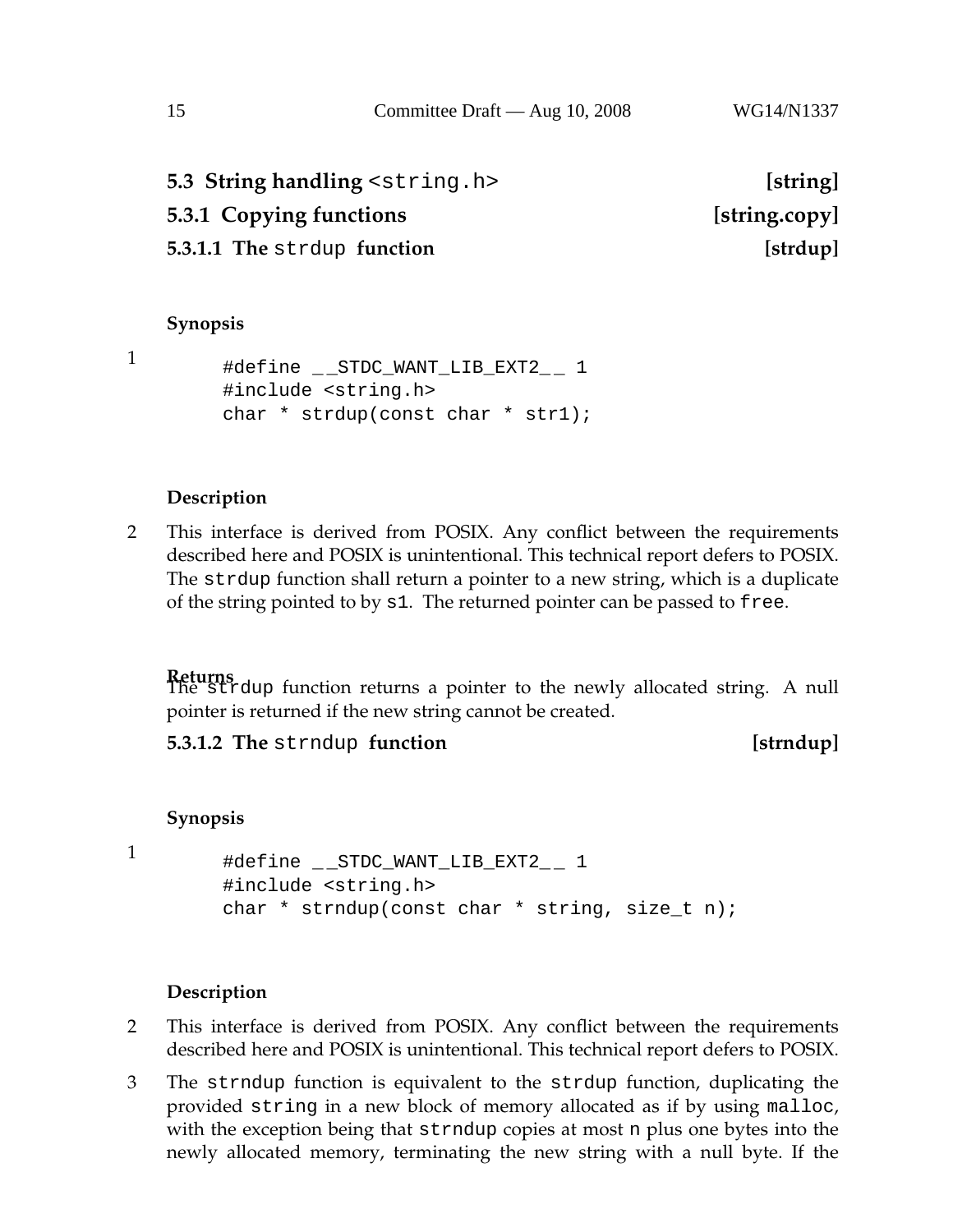## 5.3 String handling `<string.h>` [string]

### 5.3.1 Copying functions [string.copy]

#### 5.3.1.1 The `strdup` function [strdup]

**Synopsis**

1

```
#define __STDC_WANT_LIB_EXT2__ 1
#include <string.h>
char * strdup(const char * str1);
```

**Description**

2 This interface is derived from POSIX. Any conflict between the requirements described here and POSIX is unintentional. This technical report defers to POSIX. The `strdup` function shall return a pointer to a new string, which is a duplicate of the string pointed to by `s1`. The returned pointer can be passed to `free`.

**Returns**

The `strdup` function returns a pointer to the newly allocated string. A null pointer is returned if the new string cannot be created.

#### 5.3.1.2 The `strndup` function [strndup]

**Synopsis**

1

```
#define __STDC_WANT_LIB_EXT2__ 1
#include <string.h>
char * strndup(const char * string, size_t n);
```

**Description**

2 This interface is derived from POSIX. Any conflict between the requirements described here and POSIX is unintentional. This technical report defers to POSIX.

3 The `strndup` function is equivalent to the `strdup` function, duplicating the provided `string` in a new block of memory allocated as if by using `malloc`, with the exception being that `strndup` copies at most `n` plus one bytes into the newly allocated memory, terminating the new string with a null byte. If the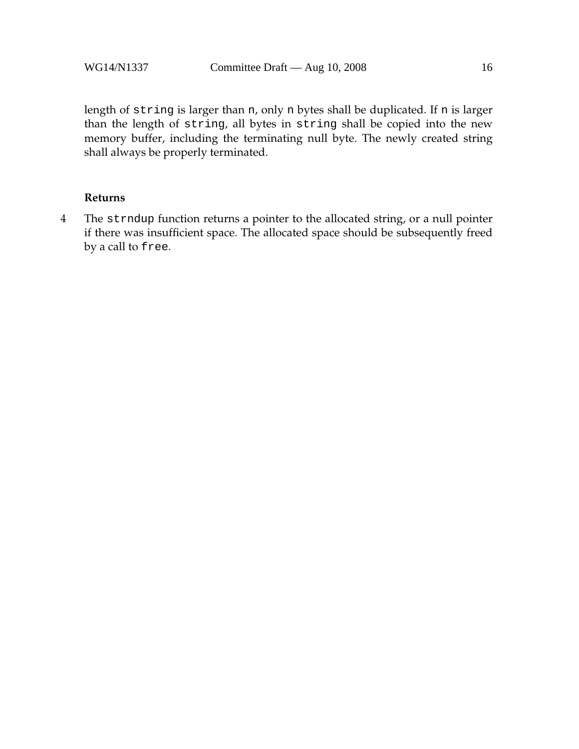length of `string` is larger than `n`, only `n` bytes shall be duplicated. If `n` is larger than the length of `string`, all bytes in `string` shall be copied into the new memory buffer, including the terminating null byte. The newly created string shall always be properly terminated.

**Returns**

4 The `strndup` function returns a pointer to the allocated string, or a null pointer if there was insufficient space. The allocated space should be subsequently freed by a call to `free`.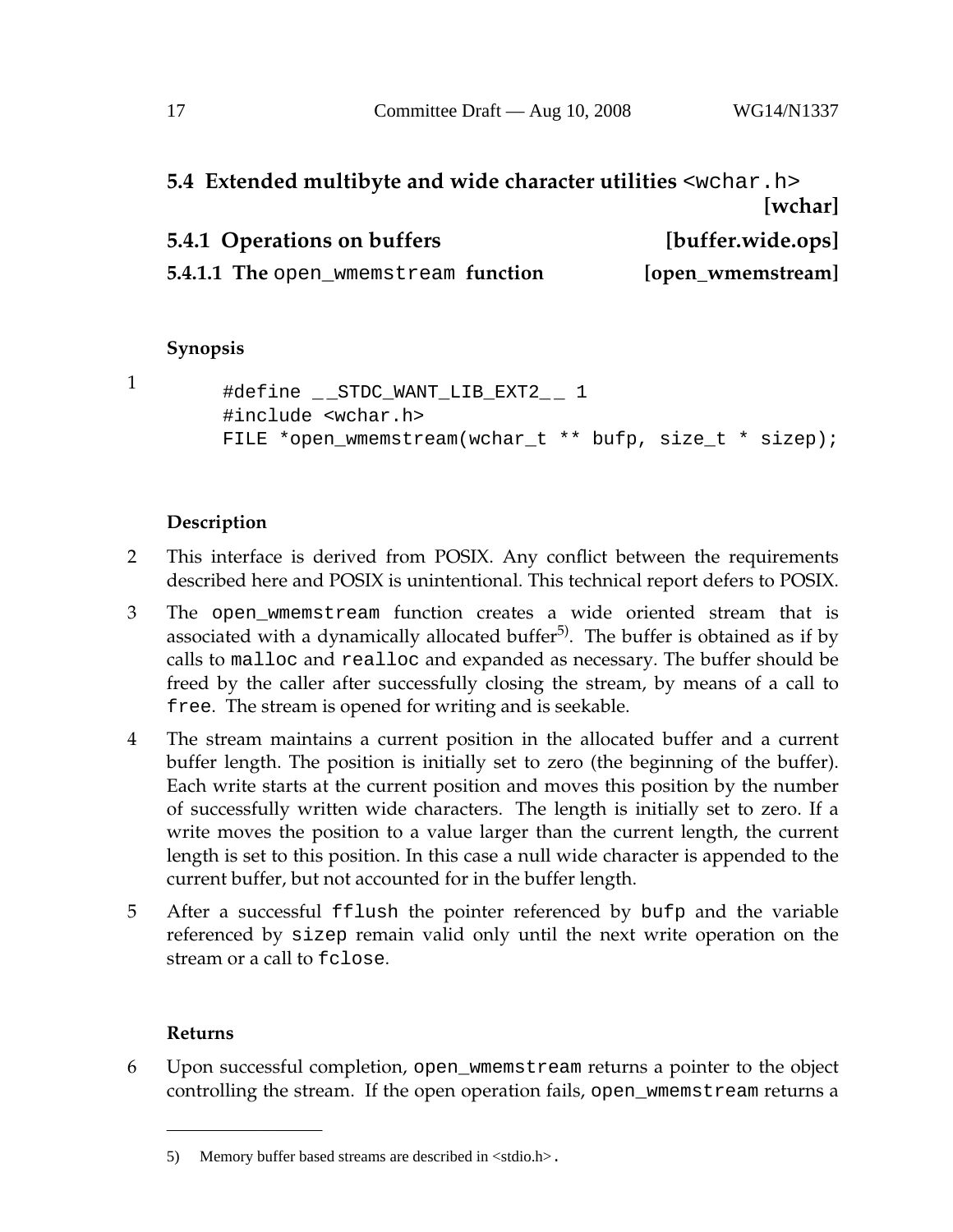## 5.4 Extended multibyte and wide character utilities `<wchar.h>` [wchar]

### 5.4.1 Operations on buffers [buffer.wide.ops]

#### 5.4.1.1 The `open_wmemstream` function [open_wmemstream]

**Synopsis**

1
```
#define __STDC_WANT_LIB_EXT2__ 1
#include <wchar.h>
FILE *open_wmemstream(wchar_t ** bufp, size_t * sizep);
```

**Description**

2 This interface is derived from POSIX. Any conflict between the requirements described here and POSIX is unintentional. This technical report defers to POSIX.

3 The `open_wmemstream` function creates a wide oriented stream that is associated with a dynamically allocated buffer[5]. The buffer is obtained as if by calls to `malloc` and `realloc` and expanded as necessary. The buffer should be freed by the caller after successfully closing the stream, by means of a call to `free`. The stream is opened for writing and is seekable.

4 The stream maintains a current position in the allocated buffer and a current buffer length. The position is initially set to zero (the beginning of the buffer). Each write starts at the current position and moves this position by the number of successfully written wide characters. The length is initially set to zero. If a write moves the position to a value larger than the current length, the current length is set to this position. In this case a null wide character is appended to the current buffer, but not accounted for in the buffer length.

5 After a successful `fflush` the pointer referenced by `bufp` and the variable referenced by `sizep` remain valid only until the next write operation on the stream or a call to `fclose`.

**Returns**

6 Upon successful completion, `open_wmemstream` returns a pointer to the object controlling the stream. If the open operation fails, `open_wmemstream` returns a

---

5) Memory buffer based streams are described in <stdio.h>.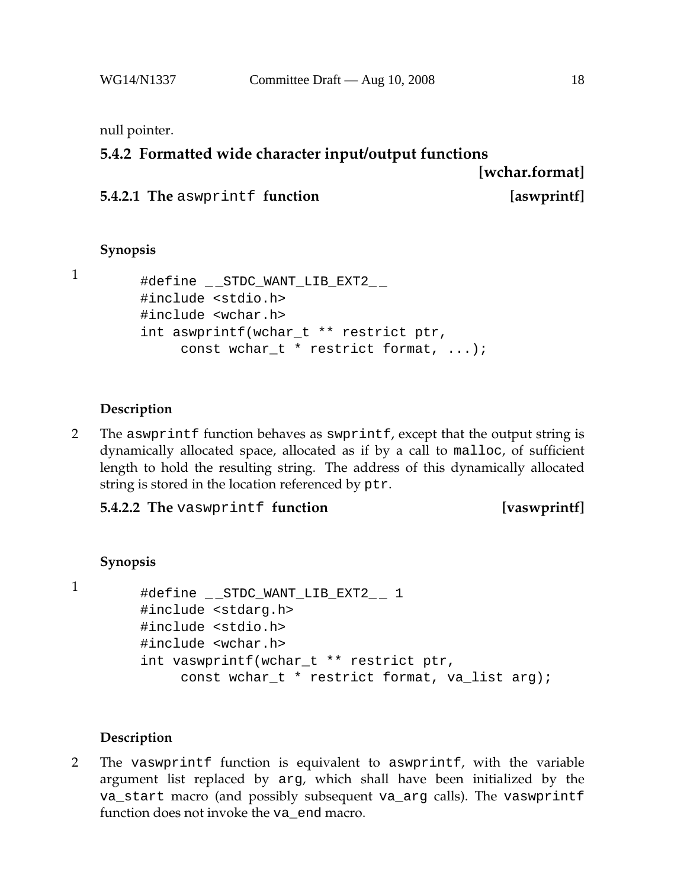null pointer.

### 5.4.2 Formatted wide character input/output functions [wchar.format]

#### 5.4.2.1 The aswprintf function [aswprintf]

**Synopsis**

1
```
#define __STDC_WANT_LIB_EXT2__
#include <stdio.h>
#include <wchar.h>
int aswprintf(wchar_t ** restrict ptr,
     const wchar_t * restrict format, ...);
```

**Description**

2 The aswprintf function behaves as swprintf, except that the output string is dynamically allocated space, allocated as if by a call to malloc, of sufficient length to hold the resulting string. The address of this dynamically allocated string is stored in the location referenced by ptr.

#### 5.4.2.2 The vaswprintf function [vaswprintf]

**Synopsis**

1
```
#define __STDC_WANT_LIB_EXT2__ 1
#include <stdarg.h>
#include <stdio.h>
#include <wchar.h>
int vaswprintf(wchar_t ** restrict ptr,
     const wchar_t * restrict format, va_list arg);
```

**Description**

2 The vaswprintf function is equivalent to aswprintf, with the variable argument list replaced by arg, which shall have been initialized by the va_start macro (and possibly subsequent va_arg calls). The vaswprintf function does not invoke the va_end macro.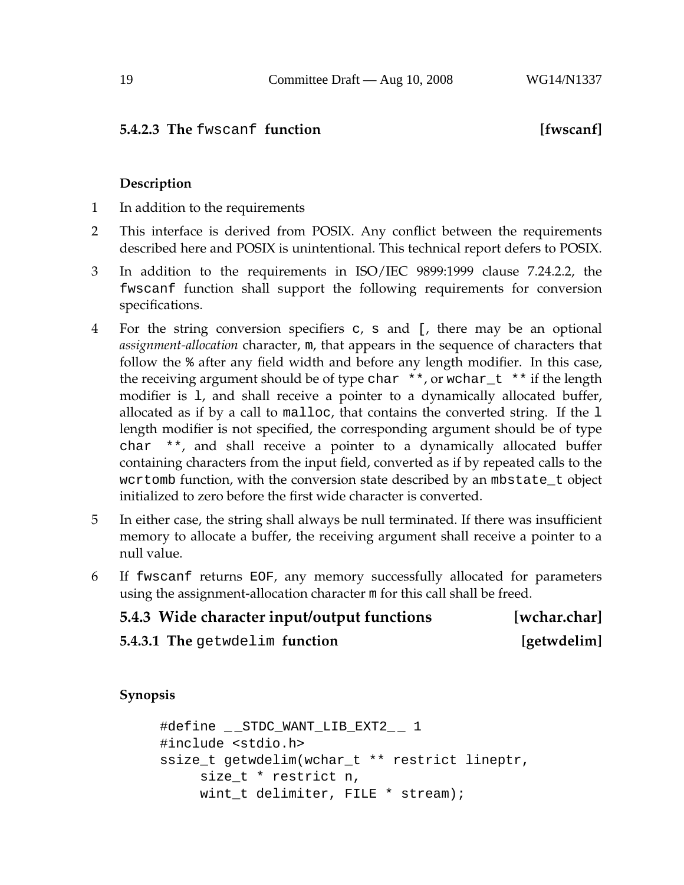### 5.4.2.3 The `fwscanf` function [fwscanf]

**Description**

1 In addition to the requirements

2 This interface is derived from POSIX. Any conflict between the requirements described here and POSIX is unintentional. This technical report defers to POSIX.

3 In addition to the requirements in ISO/IEC 9899:1999 clause 7.24.2.2, the `fwscanf` function shall support the following requirements for conversion specifications.

4 For the string conversion specifiers `c`, `s` and `[`, there may be an optional *assignment-allocation* character, `m`, that appears in the sequence of characters that follow the `%` after any field width and before any length modifier. In this case, the receiving argument should be of type `char **`, or `wchar_t **` if the length modifier is `l`, and shall receive a pointer to a dynamically allocated buffer, allocated as if by a call to `malloc`, that contains the converted string. If the `l` length modifier is not specified, the corresponding argument should be of type `char **`, and shall receive a pointer to a dynamically allocated buffer containing characters from the input field, converted as if by repeated calls to the `wcrtomb` function, with the conversion state described by an `mbstate_t` object initialized to zero before the first wide character is converted.

5 In either case, the string shall always be null terminated. If there was insufficient memory to allocate a buffer, the receiving argument shall receive a pointer to a null value.

6 If `fwscanf` returns `EOF`, any memory successfully allocated for parameters using the assignment-allocation character `m` for this call shall be freed.

## 5.4.3 Wide character input/output functions [wchar.char]

### 5.4.3.1 The `getwdelim` function [getwdelim]

**Synopsis**

```
#define __STDC_WANT_LIB_EXT2__ 1
#include <stdio.h>
ssize_t getwdelim(wchar_t ** restrict lineptr,
     size_t * restrict n,
     wint_t delimiter, FILE * stream);
```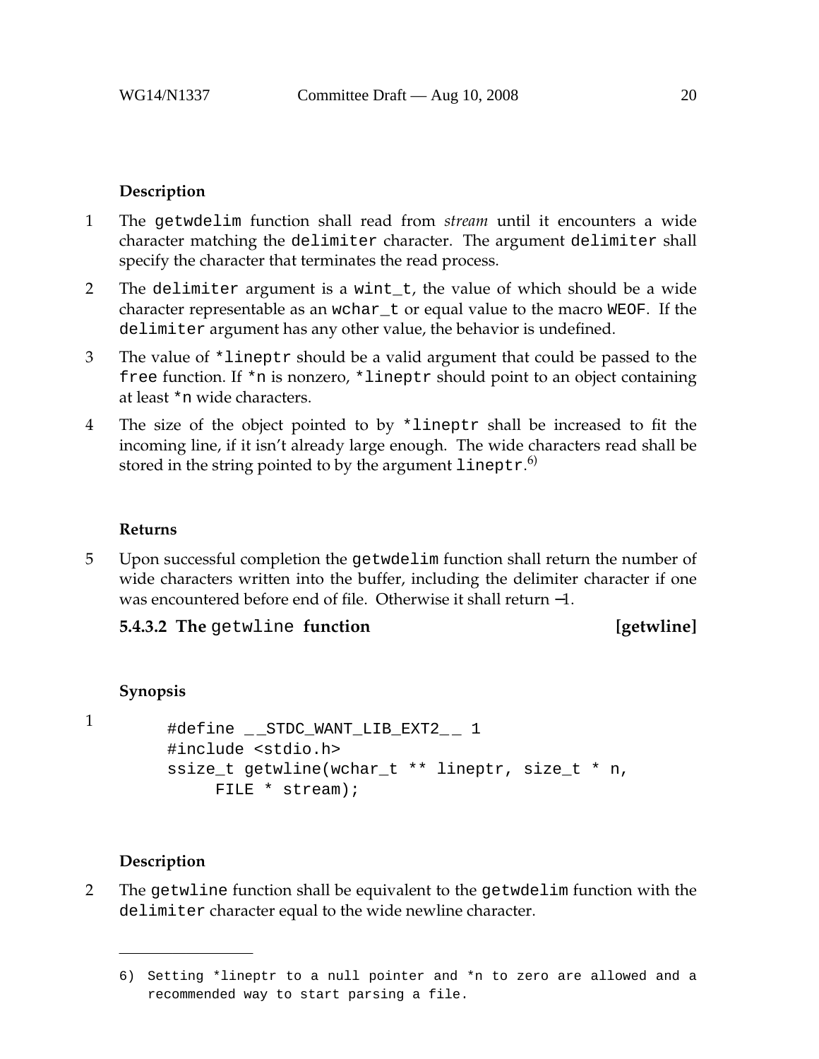#### Description

1 The getwdelim function shall read from *stream* until it encounters a wide character matching the delimiter character. The argument delimiter shall specify the character that terminates the read process.

2 The delimiter argument is a wint_t, the value of which should be a wide character representable as an wchar_t or equal value to the macro WEOF. If the delimiter argument has any other value, the behavior is undefined.

3 The value of *lineptr should be a valid argument that could be passed to the free function. If *n is nonzero, *lineptr should point to an object containing at least *n wide characters.

4 The size of the object pointed to by *lineptr shall be increased to fit the incoming line, if it isn't already large enough. The wide characters read shall be stored in the string pointed to by the argument lineptr.[6)]

#### Returns

5 Upon successful completion the getwdelim function shall return the number of wide characters written into the buffer, including the delimiter character if one was encountered before end of file. Otherwise it shall return −1.

### 5.4.3.2 The getwline function [getwline]

#### Synopsis

1
```
#define __STDC_WANT_LIB_EXT2__ 1
#include <stdio.h>
ssize_t getwline(wchar_t ** lineptr, size_t * n,
     FILE * stream);
```

#### Description

2 The getwline function shall be equivalent to the getwdelim function with the delimiter character equal to the wide newline character.

---

6) Setting *lineptr to a null pointer and *n to zero are allowed and a recommended way to start parsing a file.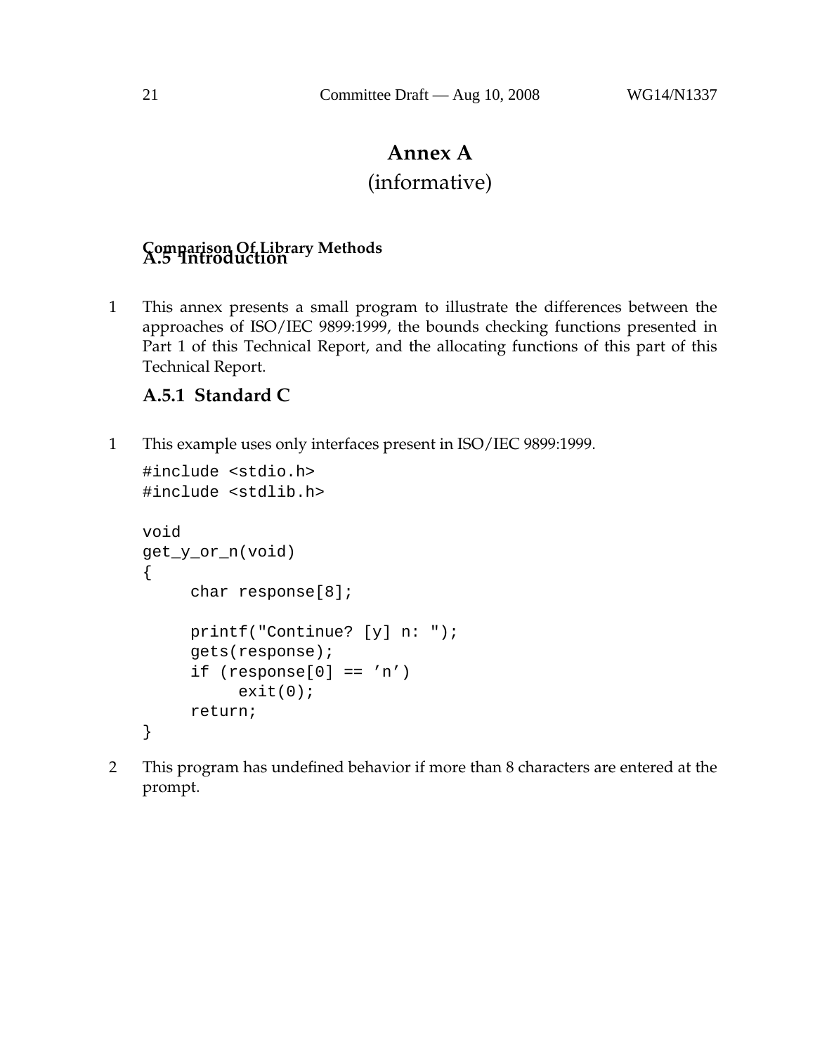# Annex A

(informative)

## Comparison Of Library Methods

## A.5 Introduction

1 This annex presents a small program to illustrate the differences between the approaches of ISO/IEC 9899:1999, the bounds checking functions presented in Part 1 of this Technical Report, and the allocating functions of this part of this Technical Report.

### A.5.1 Standard C

1 This example uses only interfaces present in ISO/IEC 9899:1999.

```
#include <stdio.h>
#include <stdlib.h>

void
get_y_or_n(void)
{
     char response[8];

     printf("Continue? [y] n: ");
     gets(response);
     if (response[0] == ’n’)
          exit(0);
     return;
}
```

2 This program has undefined behavior if more than 8 characters are entered at the prompt.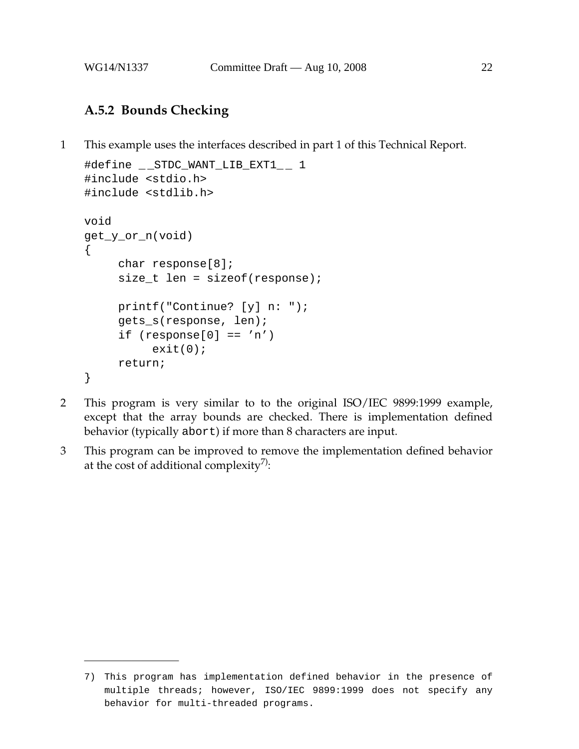### A.5.2 Bounds Checking

1 This example uses the interfaces described in part 1 of this Technical Report.

```
#define __STDC_WANT_LIB_EXT1__ 1
#include <stdio.h>
#include <stdlib.h>

void
get_y_or_n(void)
{
     char response[8];
     size_t len = sizeof(response);

     printf("Continue? [y] n: ");
     gets_s(response, len);
     if (response[0] == 'n')
          exit(0);
     return;
}
```

2 This program is very similar to to the original ISO/IEC 9899:1999 example, except that the array bounds are checked. There is implementation defined behavior (typically `abort`) if more than 8 characters are input.

3 This program can be improved to remove the implementation defined behavior at the cost of additional complexity[7]:

---

7) This program has implementation defined behavior in the presence of multiple threads; however, ISO/IEC 9899:1999 does not specify any behavior for multi-threaded programs.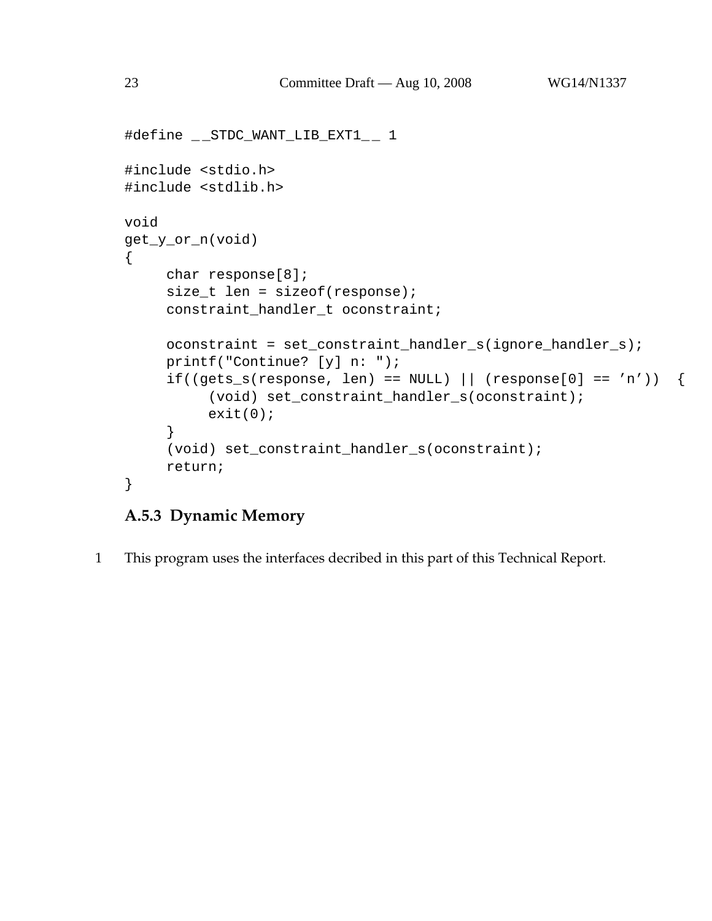```
#define __STDC_WANT_LIB_EXT1__ 1

#include <stdio.h>
#include <stdlib.h>

void
get_y_or_n(void)
{
     char response[8];
     size_t len = sizeof(response);
     constraint_handler_t oconstraint;

     oconstraint = set_constraint_handler_s(ignore_handler_s);
     printf("Continue? [y] n: ");
     if((gets_s(response, len) == NULL) || (response[0] == ’n’))  {
          (void) set_constraint_handler_s(oconstraint);
          exit(0);
     }
     (void) set_constraint_handler_s(oconstraint);
     return;
}
```

### A.5.3 Dynamic Memory

1 This program uses the interfaces decribed in this part of this Technical Report.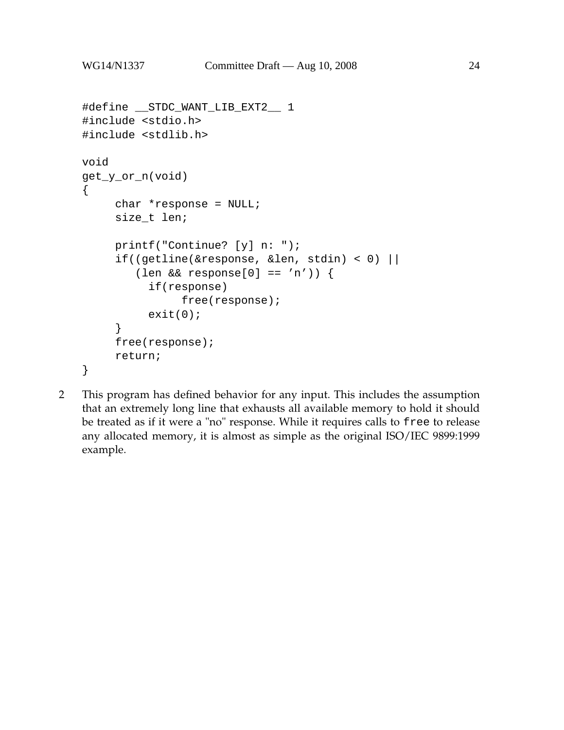```
#define __STDC_WANT_LIB_EXT2__ 1
#include <stdio.h>
#include <stdlib.h>

void
get_y_or_n(void)
{
     char *response = NULL;
     size_t len;

     printf("Continue? [y] n: ");
     if((getline(&response, &len, stdin) < 0) ||
        (len && response[0] == 'n')) {
          if(response)
               free(response);
          exit(0);
     }
     free(response);
     return;
}
```

2 This program has defined behavior for any input. This includes the assumption that an extremely long line that exhausts all available memory to hold it should be treated as if it were a "no" response. While it requires calls to `free` to release any allocated memory, it is almost as simple as the original ISO/IEC 9899:1999 example.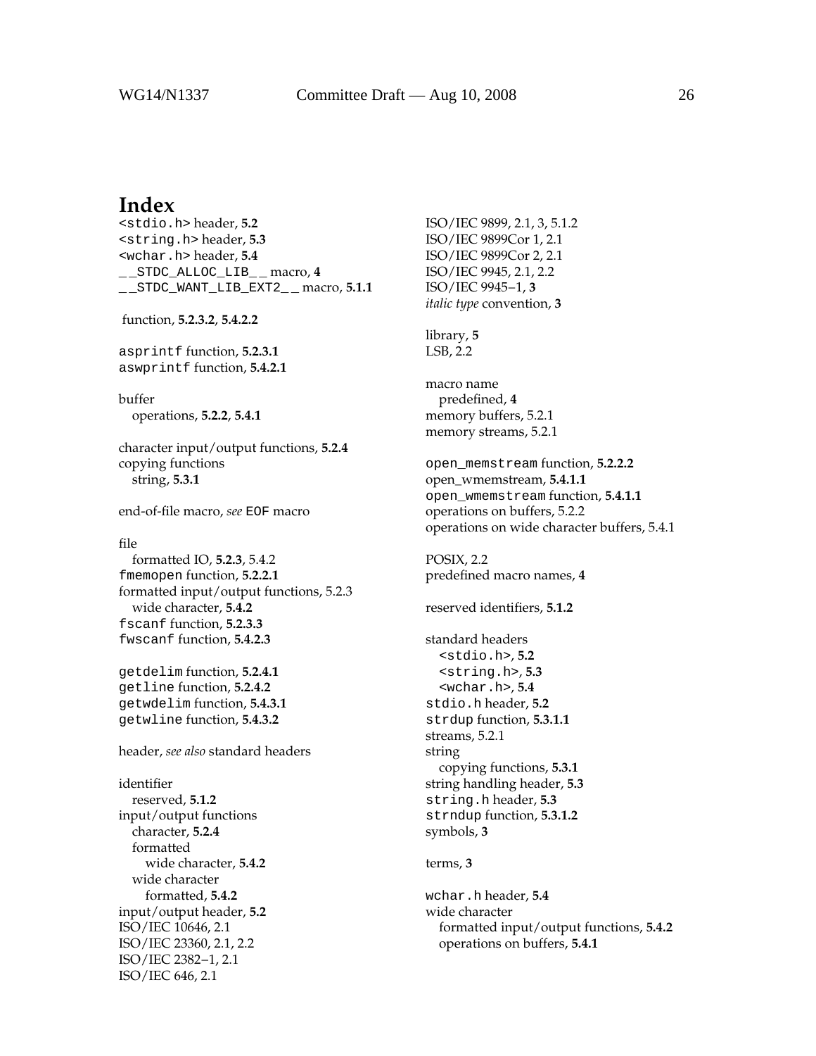# Index

`<stdio.h>` header, **5.2**
`<string.h>` header, **5.3**
`<wchar.h>` header, **5.4**
`__STDC_ALLOC_LIB__` macro, **4**
`__STDC_WANT_LIB_EXT2__` macro, **5.1.1**

function, **5.2.3.2**, **5.4.2.2**

`asprintf` function, **5.2.3.1**
`aswprintf` function, **5.4.2.1**

buffer
  operations, **5.2.2**, **5.4.1**

character input/output functions, **5.2.4**
copying functions
  string, **5.3.1**

end-of-file macro, *see* `EOF` macro

file
  formatted IO, **5.2.3**, 5.4.2
`fmemopen` function, **5.2.2.1**
formatted input/output functions, 5.2.3
  wide character, **5.4.2**
`fscanf` function, **5.2.3.3**
`fwscanf` function, **5.4.2.3**

`getdelim` function, **5.2.4.1**
`getline` function, **5.2.4.2**
`getwdelim` function, **5.4.3.1**
`getwline` function, **5.4.3.2**

header, *see also* standard headers

identifier
  reserved, **5.1.2**
input/output functions
  character, **5.2.4**
  formatted
    wide character, **5.4.2**
  wide character
    formatted, **5.4.2**
input/output header, **5.2**
ISO/IEC 10646, 2.1
ISO/IEC 23360, 2.1, 2.2
ISO/IEC 2382−1, 2.1
ISO/IEC 646, 2.1
ISO/IEC 9899, 2.1, 3, 5.1.2
ISO/IEC 9899Cor 1, 2.1
ISO/IEC 9899Cor 2, 2.1
ISO/IEC 9945, 2.1, 2.2
ISO/IEC 9945−1, **3**
*italic type* convention, **3**

library, **5**
LSB, 2.2

macro name
  predefined, **4**
memory buffers, 5.2.1
memory streams, 5.2.1

`open_memstream` function, **5.2.2.2**
open_wmemstream, **5.4.1.1**
`open_wmemstream` function, **5.4.1.1**
operations on buffers, 5.2.2
operations on wide character buffers, 5.4.1

POSIX, 2.2
predefined macro names, **4**

reserved identifiers, **5.1.2**

standard headers
  `<stdio.h>`, **5.2**
  `<string.h>`, **5.3**
  `<wchar.h>`, **5.4**
`stdio.h` header, **5.2**
`strdup` function, **5.3.1.1**
streams, 5.2.1
string
  copying functions, **5.3.1**
string handling header, **5.3**
`string.h` header, **5.3**
`strndup` function, **5.3.1.2**
symbols, **3**

terms, **3**

`wchar.h` header, **5.4**
wide character
  formatted input/output functions, **5.4.2**
  operations on buffers, **5.4.1**